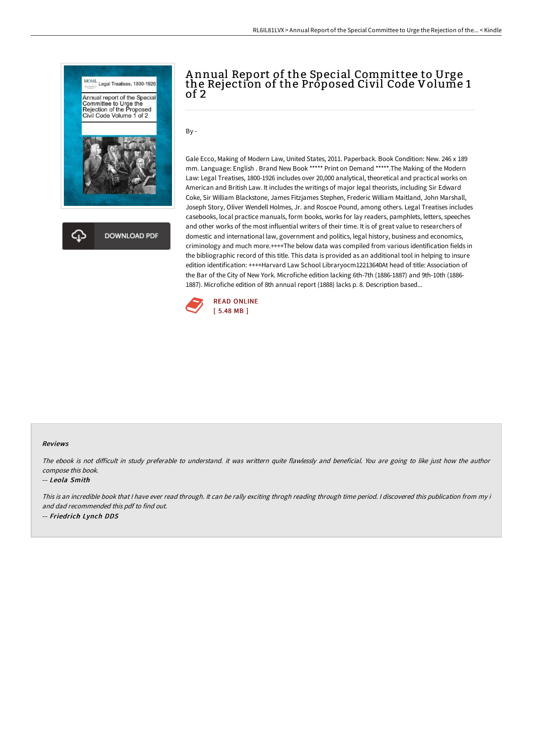# Annual Report of the Special Committee to Urge the Rejection of the Proposed Civil Code Volume 1 of 2

By -

Gale Ecco, Making of Modern Law, United States, 2011. Paperback. Book Condition: New. 246 x 189 mm. Language: English . Brand New Book ***** Print on Demand *****.The Making of the Modern Law: Legal Treatises, 1800-1926 includes over 20,000 analytical, theoretical and practical works on American and British Law. It includes the writings of major legal theorists, including Sir Edward Coke, Sir William Blackstone, James Fitzjames Stephen, Frederic William Maitland, John Marshall, Joseph Story, Oliver Wendell Holmes, Jr. and Roscoe Pound, among others. Legal Treatises includes casebooks, local practice manuals, form books, works for lay readers, pamphlets, letters, speeches and other works of the most influential writers of their time. It is of great value to researchers of domestic and international law, government and politics, legal history, business and economics, criminology and much more.++++The below data was compiled from various identification fields in the bibliographic record of this title. This data is provided as an additional tool in helping to insure edition identification: ++++Harvard Law School Libraryocm12213640At head of title: Association of the Bar of the City of New York. Microfiche edition lacking 6th-7th (1886-1887) and 9th-10th (1886-1887). Microfiche edition of 8th annual report (1888) lacks p. 8. Description based...

READ ONLINE
[ 5.48 MB ]

#### Reviews

*The ebook is not difficult in study preferable to understand. it was writtern quite flawlessly and beneficial. You are going to like just how the author compose this book.*

*-- Leola Smith*

*This is an incredible book that I have ever read through. It can be rally exciting throgh reading through time period. I discovered this publication from my i and dad recommended this pdf to find out.*

*-- Friedrich Lynch DDS*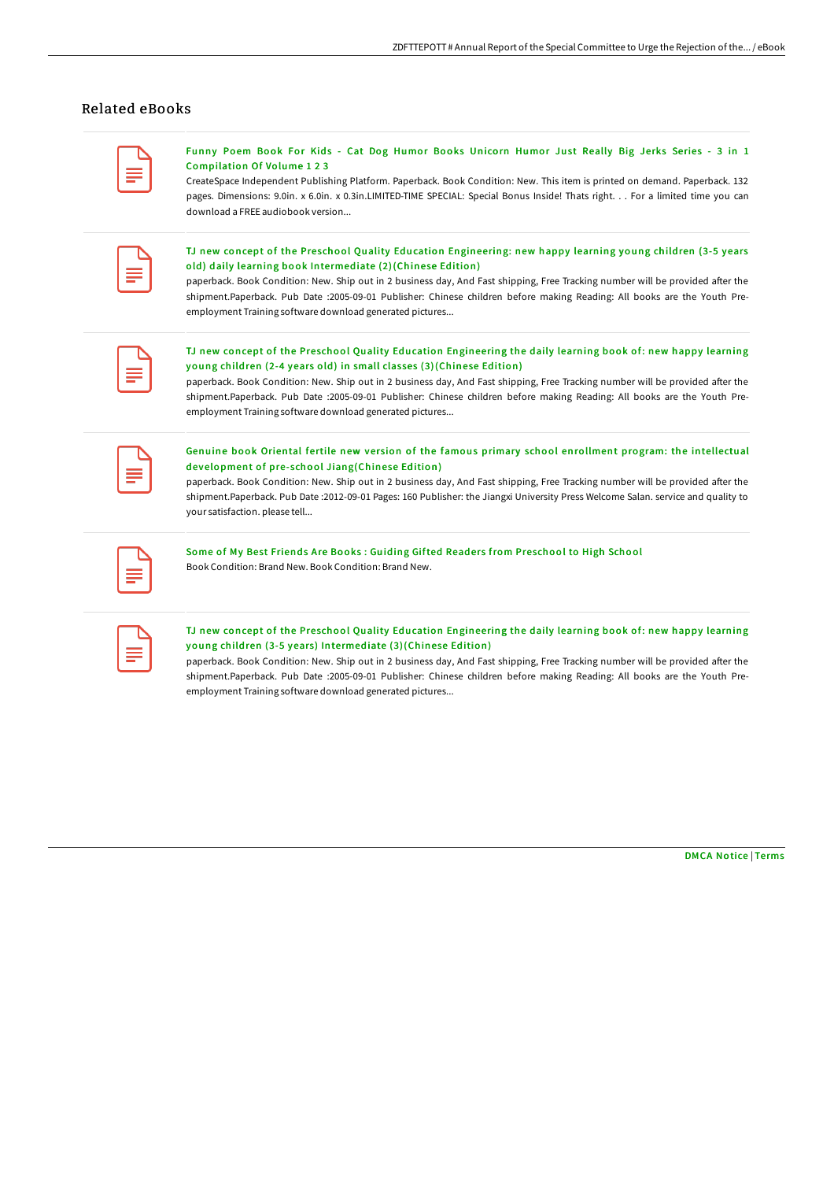## Related eBooks

**Funny Poem Book For Kids - Cat Dog Humor Books Unicorn Humor Just Really Big Jerks Series - 3 in 1 Compilation Of Volume 1 2 3**

CreateSpace Independent Publishing Platform. Paperback. Book Condition: New. This item is printed on demand. Paperback. 132 pages. Dimensions: 9.0in. x 6.0in. x 0.3in.LIMITED-TIME SPECIAL: Special Bonus Inside! Thats right. . . For a limited time you can download a FREE audiobook version...

**TJ new concept of the Preschool Quality Education Engineering: new happy learning young children (3-5 years old) daily learning book Intermediate (2)(Chinese Edition)**

paperback. Book Condition: New. Ship out in 2 business day, And Fast shipping, Free Tracking number will be provided after the shipment.Paperback. Pub Date :2005-09-01 Publisher: Chinese children before making Reading: All books are the Youth Pre-employment Training software download generated pictures...

**TJ new concept of the Preschool Quality Education Engineering the daily learning book of: new happy learning young children (2-4 years old) in small classes (3)(Chinese Edition)**

paperback. Book Condition: New. Ship out in 2 business day, And Fast shipping, Free Tracking number will be provided after the shipment.Paperback. Pub Date :2005-09-01 Publisher: Chinese children before making Reading: All books are the Youth Pre-employment Training software download generated pictures...

**Genuine book Oriental fertile new version of the famous primary school enrollment program: the intellectual development of pre-school Jiang(Chinese Edition)**

paperback. Book Condition: New. Ship out in 2 business day, And Fast shipping, Free Tracking number will be provided after the shipment.Paperback. Pub Date :2012-09-01 Pages: 160 Publisher: the Jiangxi University Press Welcome Salan. service and quality to your satisfaction. please tell...

**Some of My Best Friends Are Books : Guiding Gifted Readers from Preschool to High School**

Book Condition: Brand New. Book Condition: Brand New.

**TJ new concept of the Preschool Quality Education Engineering the daily learning book of: new happy learning young children (3-5 years) Intermediate (3)(Chinese Edition)**

paperback. Book Condition: New. Ship out in 2 business day, And Fast shipping, Free Tracking number will be provided after the shipment.Paperback. Pub Date :2005-09-01 Publisher: Chinese children before making Reading: All books are the Youth Pre-employment Training software download generated pictures...

DMCA Notice | Terms